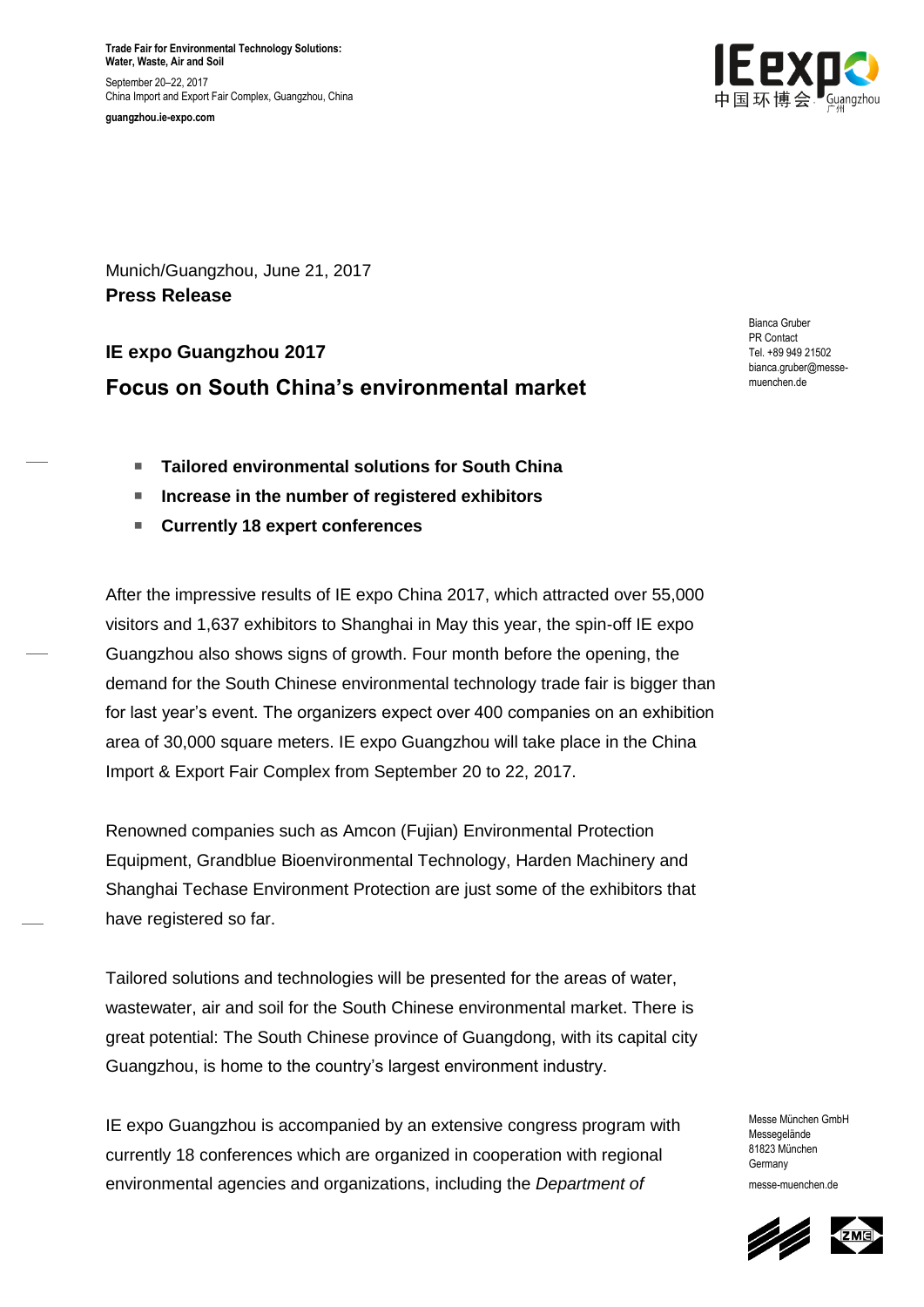**Trade Fair for Environmental Technology Solutions: Water, Waste, Air and Soil**

September 20–22, 2017
China Import and Export Fair Complex, Guangzhou, China

**guangzhou.ie-expo.com**

Munich/Guangzhou, June 21, 2017
**Press Release**

Bianca Gruber
PR Contact
Tel. +89 949 21502
bianca.gruber@messe-muenchen.de

## IE expo Guangzhou 2017

# Focus on South China's environmental market

- **Tailored environmental solutions for South China**
- **Increase in the number of registered exhibitors**
- **Currently 18 expert conferences**

After the impressive results of IE expo China 2017, which attracted over 55,000 visitors and 1,637 exhibitors to Shanghai in May this year, the spin-off IE expo Guangzhou also shows signs of growth. Four month before the opening, the demand for the South Chinese environmental technology trade fair is bigger than for last year's event. The organizers expect over 400 companies on an exhibition area of 30,000 square meters. IE expo Guangzhou will take place in the China Import & Export Fair Complex from September 20 to 22, 2017.

Renowned companies such as Amcon (Fujian) Environmental Protection Equipment, Grandblue Bioenvironmental Technology, Harden Machinery and Shanghai Techase Environment Protection are just some of the exhibitors that have registered so far.

Tailored solutions and technologies will be presented for the areas of water, wastewater, air and soil for the South Chinese environmental market. There is great potential: The South Chinese province of Guangdong, with its capital city Guangzhou, is home to the country's largest environment industry.

IE expo Guangzhou is accompanied by an extensive congress program with currently 18 conferences which are organized in cooperation with regional environmental agencies and organizations, including the *Department of*

Messe München GmbH
Messegelände
81823 München
Germany

messe-muenchen.de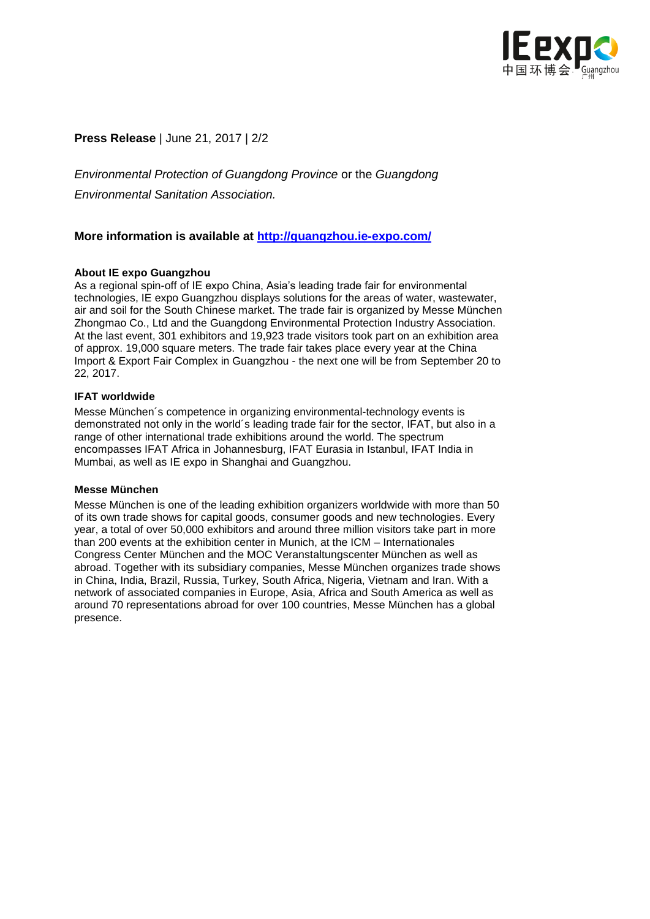*Environmental Protection of Guangdong Province* or the *Guangdong Environmental Sanitation Association.*

**More information is available at [http://guangzhou.ie-expo.com/](http://guangzhou.ie-expo.com/)**

**About IE expo Guangzhou**
As a regional spin-off of IE expo China, Asia's leading trade fair for environmental technologies, IE expo Guangzhou displays solutions for the areas of water, wastewater, air and soil for the South Chinese market. The trade fair is organized by Messe München Zhongmao Co., Ltd and the Guangdong Environmental Protection Industry Association. At the last event, 301 exhibitors and 19,923 trade visitors took part on an exhibition area of approx. 19,000 square meters. The trade fair takes place every year at the China Import & Export Fair Complex in Guangzhou - the next one will be from September 20 to 22, 2017.

**IFAT worldwide**
Messe München´s competence in organizing environmental-technology events is demonstrated not only in the world´s leading trade fair for the sector, IFAT, but also in a range of other international trade exhibitions around the world. The spectrum encompasses IFAT Africa in Johannesburg, IFAT Eurasia in Istanbul, IFAT India in Mumbai, as well as IE expo in Shanghai and Guangzhou.

**Messe München**
Messe München is one of the leading exhibition organizers worldwide with more than 50 of its own trade shows for capital goods, consumer goods and new technologies. Every year, a total of over 50,000 exhibitors and around three million visitors take part in more than 200 events at the exhibition center in Munich, at the ICM – Internationales Congress Center München and the MOC Veranstaltungscenter München as well as abroad. Together with its subsidiary companies, Messe München organizes trade shows in China, India, Brazil, Russia, Turkey, South Africa, Nigeria, Vietnam and Iran. With a network of associated companies in Europe, Asia, Africa and South America as well as around 70 representations abroad for over 100 countries, Messe München has a global presence.